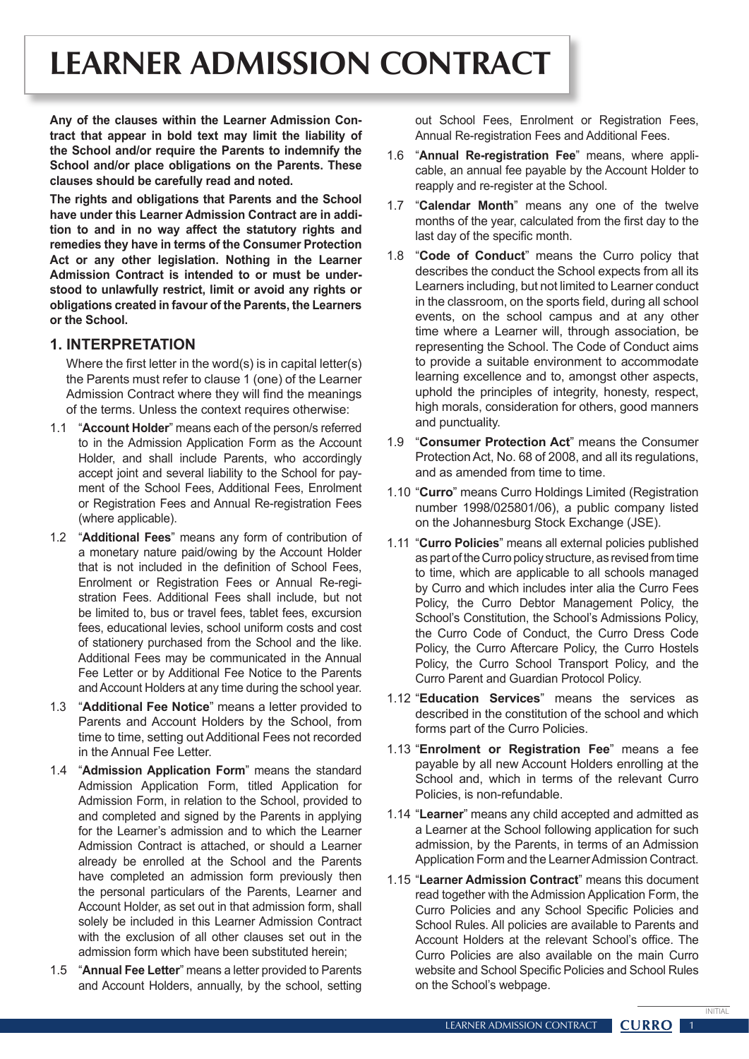# LEARNER ADMISSION CONTRACT

**Any of the clauses within the Learner Admission Contract that appear in bold text may limit the liability of the School and/or require the Parents to indemnify the School and/or place obligations on the Parents. These clauses should be carefully read and noted.**

**The rights and obligations that Parents and the School have under this Learner Admission Contract are in addition to and in no way affect the statutory rights and remedies they have in terms of the Consumer Protection Act or any other legislation. Nothing in the Learner Admission Contract is intended to or must be understood to unlawfully restrict, limit or avoid any rights or obligations created in favour of the Parents, the Learners or the School.**

## 1. INTERPRETATION

Where the first letter in the word(s) is in capital letter(s) the Parents must refer to clause 1 (one) of the Learner Admission Contract where they will find the meanings of the terms. Unless the context requires otherwise:

1.1 "**Account Holder**" means each of the person/s referred to in the Admission Application Form as the Account Holder, and shall include Parents, who accordingly accept joint and several liability to the School for payment of the School Fees, Additional Fees, Enrolment or Registration Fees and Annual Re-registration Fees (where applicable).

1.2 "**Additional Fees**" means any form of contribution of a monetary nature paid/owing by the Account Holder that is not included in the definition of School Fees, Enrolment or Registration Fees or Annual Re-registration Fees. Additional Fees shall include, but not be limited to, bus or travel fees, tablet fees, excursion fees, educational levies, school uniform costs and cost of stationery purchased from the School and the like. Additional Fees may be communicated in the Annual Fee Letter or by Additional Fee Notice to the Parents and Account Holders at any time during the school year.

1.3 "**Additional Fee Notice**" means a letter provided to Parents and Account Holders by the School, from time to time, setting out Additional Fees not recorded in the Annual Fee Letter.

1.4 "**Admission Application Form**" means the standard Admission Application Form, titled Application for Admission Form, in relation to the School, provided to and completed and signed by the Parents in applying for the Learner's admission and to which the Learner Admission Contract is attached, or should a Learner already be enrolled at the School and the Parents have completed an admission form previously then the personal particulars of the Parents, Learner and Account Holder, as set out in that admission form, shall solely be included in this Learner Admission Contract with the exclusion of all other clauses set out in the admission form which have been substituted herein;

1.5 "**Annual Fee Letter**" means a letter provided to Parents and Account Holders, annually, by the school, setting out School Fees, Enrolment or Registration Fees, Annual Re-registration Fees and Additional Fees.

1.6 "**Annual Re-registration Fee**" means, where applicable, an annual fee payable by the Account Holder to reapply and re-register at the School.

1.7 "**Calendar Month**" means any one of the twelve months of the year, calculated from the first day to the last day of the specific month.

1.8 "**Code of Conduct**" means the Curro policy that describes the conduct the School expects from all its Learners including, but not limited to Learner conduct in the classroom, on the sports field, during all school events, on the school campus and at any other time where a Learner will, through association, be representing the School. The Code of Conduct aims to provide a suitable environment to accommodate learning excellence and to, amongst other aspects, uphold the principles of integrity, honesty, respect, high morals, consideration for others, good manners and punctuality.

1.9 "**Consumer Protection Act**" means the Consumer Protection Act, No. 68 of 2008, and all its regulations, and as amended from time to time.

1.10 "**Curro**" means Curro Holdings Limited (Registration number 1998/025801/06), a public company listed on the Johannesburg Stock Exchange (JSE).

1.11 "**Curro Policies**" means all external policies published as part of the Curro policy structure, as revised from time to time, which are applicable to all schools managed by Curro and which includes inter alia the Curro Fees Policy, the Curro Debtor Management Policy, the School's Constitution, the School's Admissions Policy, the Curro Code of Conduct, the Curro Dress Code Policy, the Curro Aftercare Policy, the Curro Hostels Policy, the Curro School Transport Policy, and the Curro Parent and Guardian Protocol Policy.

1.12 "**Education Services**" means the services as described in the constitution of the school and which forms part of the Curro Policies.

1.13 "**Enrolment or Registration Fee**" means a fee payable by all new Account Holders enrolling at the School and, which in terms of the relevant Curro Policies, is non-refundable.

1.14 "**Learner**" means any child accepted and admitted as a Learner at the School following application for such admission, by the Parents, in terms of an Admission Application Form and the Learner Admission Contract.

1.15 "**Learner Admission Contract**" means this document read together with the Admission Application Form, the Curro Policies and any School Specific Policies and School Rules. All policies are available to Parents and Account Holders at the relevant School's office. The Curro Policies are also available on the main Curro website and School Specific Policies and School Rules on the School's webpage.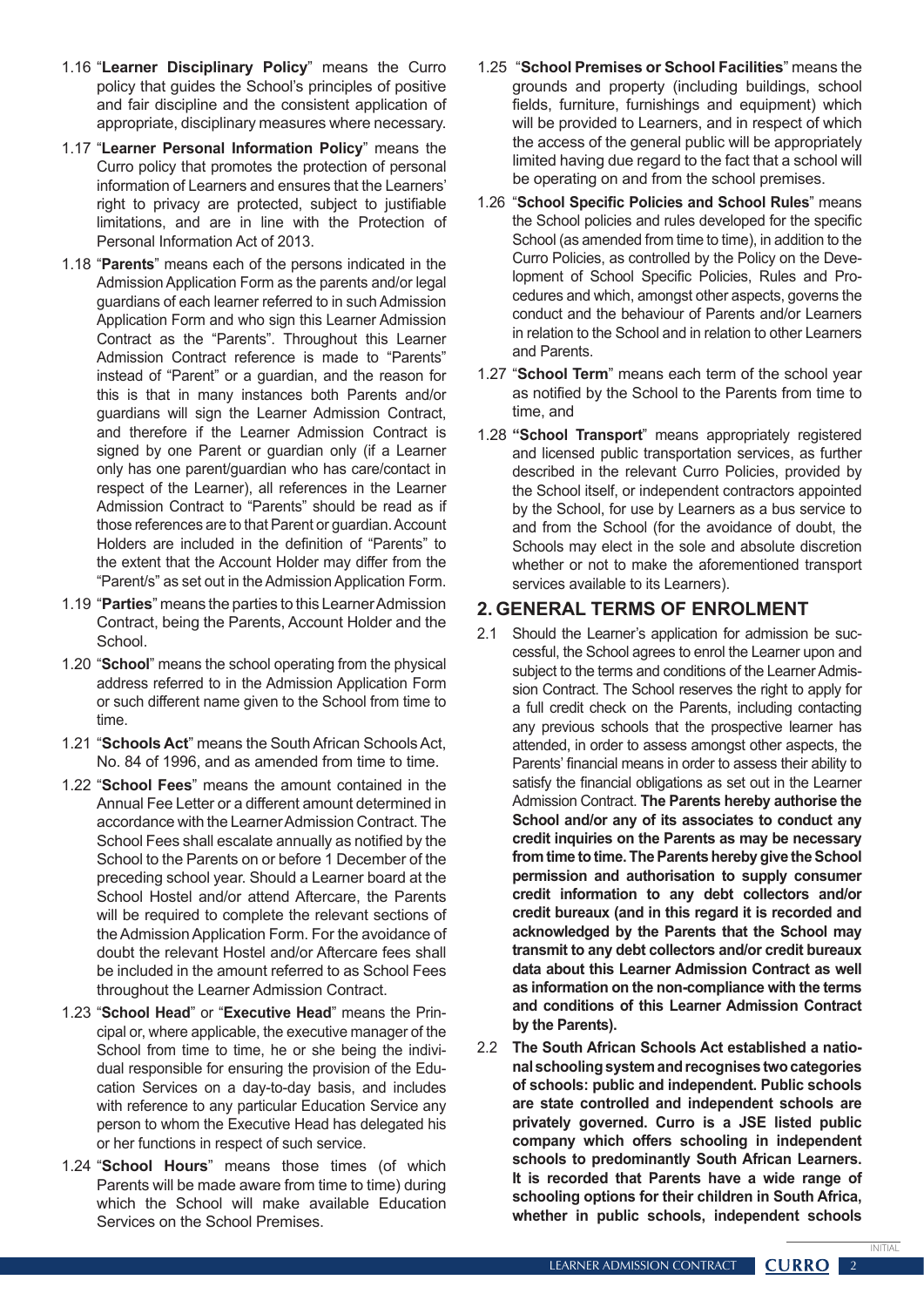1.16 "**Learner Disciplinary Policy**" means the Curro policy that guides the School's principles of positive and fair discipline and the consistent application of appropriate, disciplinary measures where necessary.

1.17 "**Learner Personal Information Policy**" means the Curro policy that promotes the protection of personal information of Learners and ensures that the Learners' right to privacy are protected, subject to justifiable limitations, and are in line with the Protection of Personal Information Act of 2013.

1.18 "**Parents**" means each of the persons indicated in the Admission Application Form as the parents and/or legal guardians of each learner referred to in such Admission Application Form and who sign this Learner Admission Contract as the "Parents". Throughout this Learner Admission Contract reference is made to "Parents" instead of "Parent" or a guardian, and the reason for this is that in many instances both Parents and/or guardians will sign the Learner Admission Contract, and therefore if the Learner Admission Contract is signed by one Parent or guardian only (if a Learner only has one parent/guardian who has care/contact in respect of the Learner), all references in the Learner Admission Contract to "Parents" should be read as if those references are to that Parent or guardian. Account Holders are included in the definition of "Parents" to the extent that the Account Holder may differ from the "Parent/s" as set out in the Admission Application Form.

1.19 "**Parties**" means the parties to this Learner Admission Contract, being the Parents, Account Holder and the School.

1.20 "**School**" means the school operating from the physical address referred to in the Admission Application Form or such different name given to the School from time to time.

1.21 "**Schools Act**" means the South African Schools Act, No. 84 of 1996, and as amended from time to time.

1.22 "**School Fees**" means the amount contained in the Annual Fee Letter or a different amount determined in accordance with the Learner Admission Contract. The School Fees shall escalate annually as notified by the School to the Parents on or before 1 December of the preceding school year. Should a Learner board at the School Hostel and/or attend Aftercare, the Parents will be required to complete the relevant sections of the Admission Application Form. For the avoidance of doubt the relevant Hostel and/or Aftercare fees shall be included in the amount referred to as School Fees throughout the Learner Admission Contract.

1.23 "**School Head**" or "**Executive Head**" means the Principal or, where applicable, the executive manager of the School from time to time, he or she being the individual responsible for ensuring the provision of the Education Services on a day-to-day basis, and includes with reference to any particular Education Service any person to whom the Executive Head has delegated his or her functions in respect of such service.

1.24 "**School Hours**" means those times (of which Parents will be made aware from time to time) during which the School will make available Education Services on the School Premises.

1.25 "**School Premises or School Facilities**" means the grounds and property (including buildings, school fields, furniture, furnishings and equipment) which will be provided to Learners, and in respect of which the access of the general public will be appropriately limited having due regard to the fact that a school will be operating on and from the school premises.

1.26 "**School Specific Policies and School Rules**" means the School policies and rules developed for the specific School (as amended from time to time), in addition to the Curro Policies, as controlled by the Policy on the Development of School Specific Policies, Rules and Procedures and which, amongst other aspects, governs the conduct and the behaviour of Parents and/or Learners in relation to the School and in relation to other Learners and Parents.

1.27 "**School Term**" means each term of the school year as notified by the School to the Parents from time to time, and

1.28 **"School Transport**" means appropriately registered and licensed public transportation services, as further described in the relevant Curro Policies, provided by the School itself, or independent contractors appointed by the School, for use by Learners as a bus service to and from the School (for the avoidance of doubt, the Schools may elect in the sole and absolute discretion whether or not to make the aforementioned transport services available to its Learners).

## 2. GENERAL TERMS OF ENROLMENT

2.1 Should the Learner's application for admission be successful, the School agrees to enrol the Learner upon and subject to the terms and conditions of the Learner Admission Contract. The School reserves the right to apply for a full credit check on the Parents, including contacting any previous schools that the prospective learner has attended, in order to assess amongst other aspects, the Parents' financial means in order to assess their ability to satisfy the financial obligations as set out in the Learner Admission Contract. **The Parents hereby authorise the School and/or any of its associates to conduct any credit inquiries on the Parents as may be necessary from time to time. The Parents hereby give the School permission and authorisation to supply consumer credit information to any debt collectors and/or credit bureaux (and in this regard it is recorded and acknowledged by the Parents that the School may transmit to any debt collectors and/or credit bureaux data about this Learner Admission Contract as well as information on the non-compliance with the terms and conditions of this Learner Admission Contract by the Parents).**

2.2 **The South African Schools Act established a national schooling system and recognises two categories of schools: public and independent. Public schools are state controlled and independent schools are privately governed. Curro is a JSE listed public company which offers schooling in independent schools to predominantly South African Learners. It is recorded that Parents have a wide range of schooling options for their children in South Africa, whether in public schools, independent schools**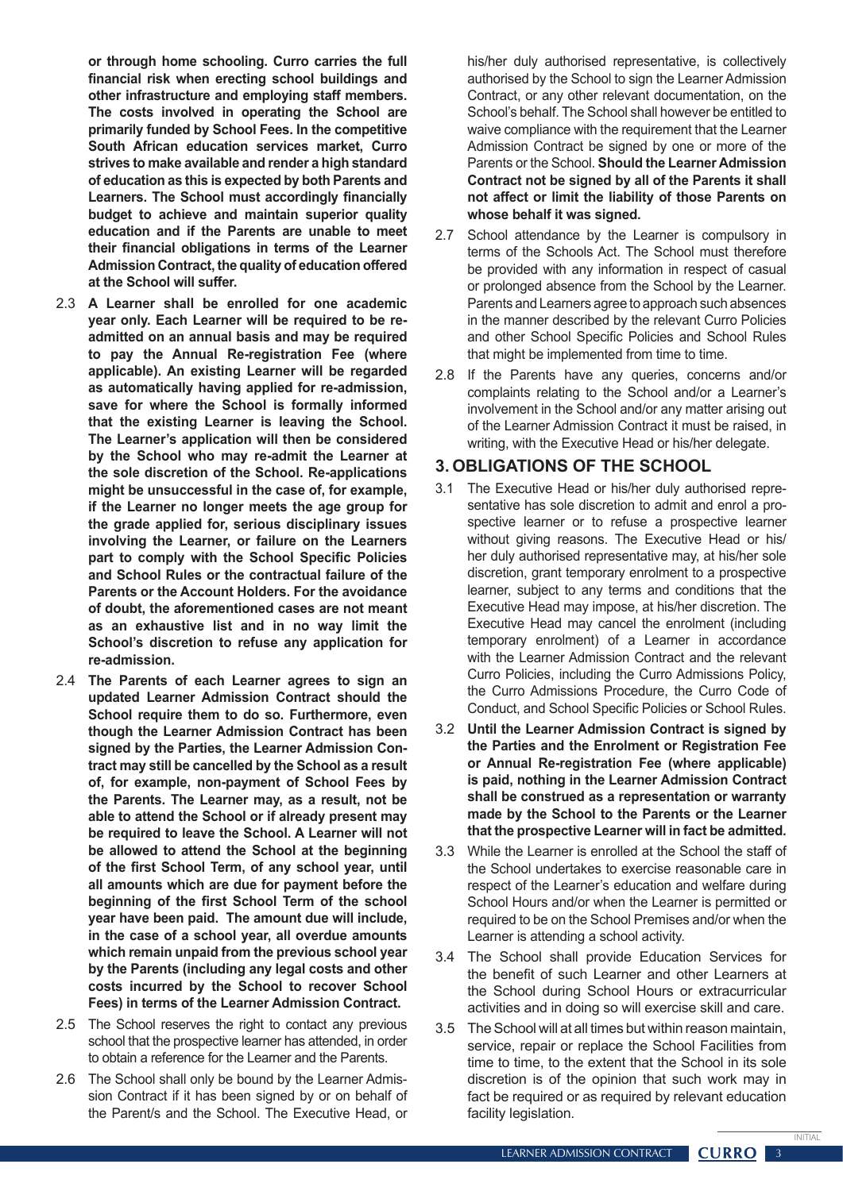**or through home schooling. Curro carries the full financial risk when erecting school buildings and other infrastructure and employing staff members. The costs involved in operating the School are primarily funded by School Fees. In the competitive South African education services market, Curro strives to make available and render a high standard of education as this is expected by both Parents and Learners. The School must accordingly financially budget to achieve and maintain superior quality education and if the Parents are unable to meet their financial obligations in terms of the Learner Admission Contract, the quality of education offered at the School will suffer.**

2.3 **A Learner shall be enrolled for one academic year only. Each Learner will be required to be re-admitted on an annual basis and may be required to pay the Annual Re-registration Fee (where applicable). An existing Learner will be regarded as automatically having applied for re-admission, save for where the School is formally informed that the existing Learner is leaving the School. The Learner's application will then be considered by the School who may re-admit the Learner at the sole discretion of the School. Re-applications might be unsuccessful in the case of, for example, if the Learner no longer meets the age group for the grade applied for, serious disciplinary issues involving the Learner, or failure on the Learners part to comply with the School Specific Policies and School Rules or the contractual failure of the Parents or the Account Holders. For the avoidance of doubt, the aforementioned cases are not meant as an exhaustive list and in no way limit the School's discretion to refuse any application for re-admission.**

2.4 **The Parents of each Learner agrees to sign an updated Learner Admission Contract should the School require them to do so. Furthermore, even though the Learner Admission Contract has been signed by the Parties, the Learner Admission Contract may still be cancelled by the School as a result of, for example, non-payment of School Fees by the Parents. The Learner may, as a result, not be able to attend the School or if already present may be required to leave the School. A Learner will not be allowed to attend the School at the beginning of the first School Term, of any school year, until all amounts which are due for payment before the beginning of the first School Term of the school year have been paid. The amount due will include, in the case of a school year, all overdue amounts which remain unpaid from the previous school year by the Parents (including any legal costs and other costs incurred by the School to recover School Fees) in terms of the Learner Admission Contract.**

2.5 The School reserves the right to contact any previous school that the prospective learner has attended, in order to obtain a reference for the Learner and the Parents.

2.6 The School shall only be bound by the Learner Admission Contract if it has been signed by or on behalf of the Parent/s and the School. The Executive Head, or his/her duly authorised representative, is collectively authorised by the School to sign the Learner Admission Contract, or any other relevant documentation, on the School's behalf. The School shall however be entitled to waive compliance with the requirement that the Learner Admission Contract be signed by one or more of the Parents or the School. **Should the Learner Admission Contract not be signed by all of the Parents it shall not affect or limit the liability of those Parents on whose behalf it was signed.**

2.7 School attendance by the Learner is compulsory in terms of the Schools Act. The School must therefore be provided with any information in respect of casual or prolonged absence from the School by the Learner. Parents and Learners agree to approach such absences in the manner described by the relevant Curro Policies and other School Specific Policies and School Rules that might be implemented from time to time.

2.8 If the Parents have any queries, concerns and/or complaints relating to the School and/or a Learner's involvement in the School and/or any matter arising out of the Learner Admission Contract it must be raised, in writing, with the Executive Head or his/her delegate.

## 3. OBLIGATIONS OF THE SCHOOL

3.1 The Executive Head or his/her duly authorised representative has sole discretion to admit and enrol a prospective learner or to refuse a prospective learner without giving reasons. The Executive Head or his/her duly authorised representative may, at his/her sole discretion, grant temporary enrolment to a prospective learner, subject to any terms and conditions that the Executive Head may impose, at his/her discretion. The Executive Head may cancel the enrolment (including temporary enrolment) of a Learner in accordance with the Learner Admission Contract and the relevant Curro Policies, including the Curro Admissions Policy, the Curro Admissions Procedure, the Curro Code of Conduct, and School Specific Policies or School Rules.

3.2 **Until the Learner Admission Contract is signed by the Parties and the Enrolment or Registration Fee or Annual Re-registration Fee (where applicable) is paid, nothing in the Learner Admission Contract shall be construed as a representation or warranty made by the School to the Parents or the Learner that the prospective Learner will in fact be admitted.**

3.3 While the Learner is enrolled at the School the staff of the School undertakes to exercise reasonable care in respect of the Learner's education and welfare during School Hours and/or when the Learner is permitted or required to be on the School Premises and/or when the Learner is attending a school activity.

3.4 The School shall provide Education Services for the benefit of such Learner and other Learners at the School during School Hours or extracurricular activities and in doing so will exercise skill and care.

3.5 The School will at all times but within reason maintain, service, repair or replace the School Facilities from time to time, to the extent that the School in its sole discretion is of the opinion that such work may in fact be required or as required by relevant education facility legislation.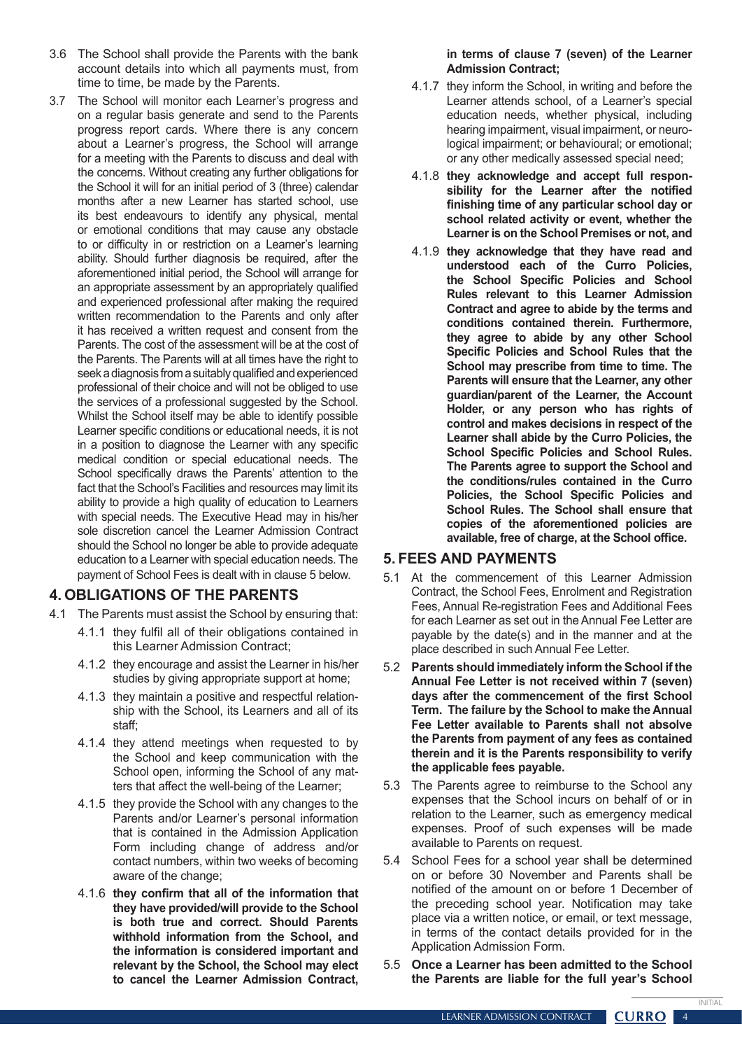3.6 The School shall provide the Parents with the bank account details into which all payments must, from time to time, be made by the Parents.

3.7 The School will monitor each Learner's progress and on a regular basis generate and send to the Parents progress report cards. Where there is any concern about a Learner's progress, the School will arrange for a meeting with the Parents to discuss and deal with the concerns. Without creating any further obligations for the School it will for an initial period of 3 (three) calendar months after a new Learner has started school, use its best endeavours to identify any physical, mental or emotional conditions that may cause any obstacle to or difficulty in or restriction on a Learner's learning ability. Should further diagnosis be required, after the aforementioned initial period, the School will arrange for an appropriate assessment by an appropriately qualified and experienced professional after making the required written recommendation to the Parents and only after it has received a written request and consent from the Parents. The cost of the assessment will be at the cost of the Parents. The Parents will at all times have the right to seek a diagnosis from a suitably qualified and experienced professional of their choice and will not be obliged to use the services of a professional suggested by the School. Whilst the School itself may be able to identify possible Learner specific conditions or educational needs, it is not in a position to diagnose the Learner with any specific medical condition or special educational needs. The School specifically draws the Parents' attention to the fact that the School's Facilities and resources may limit its ability to provide a high quality of education to Learners with special needs. The Executive Head may in his/her sole discretion cancel the Learner Admission Contract should the School no longer be able to provide adequate education to a Learner with special education needs. The payment of School Fees is dealt with in clause 5 below.

## 4. OBLIGATIONS OF THE PARENTS

4.1 The Parents must assist the School by ensuring that:

4.1.1 they fulfil all of their obligations contained in this Learner Admission Contract;

4.1.2 they encourage and assist the Learner in his/her studies by giving appropriate support at home;

4.1.3 they maintain a positive and respectful relationship with the School, its Learners and all of its staff;

4.1.4 they attend meetings when requested to by the School and keep communication with the School open, informing the School of any matters that affect the well-being of the Learner;

4.1.5 they provide the School with any changes to the Parents and/or Learner's personal information that is contained in the Admission Application Form including change of address and/or contact numbers, within two weeks of becoming aware of the change;

4.1.6 **they confirm that all of the information that they have provided/will provide to the School is both true and correct. Should Parents withhold information from the School, and the information is considered important and relevant by the School, the School may elect to cancel the Learner Admission Contract, in terms of clause 7 (seven) of the Learner Admission Contract;**

4.1.7 they inform the School, in writing and before the Learner attends school, of a Learner's special education needs, whether physical, including hearing impairment, visual impairment, or neurological impairment; or behavioural; or emotional; or any other medically assessed special need;

4.1.8 **they acknowledge and accept full responsibility for the Learner after the notified finishing time of any particular school day or school related activity or event, whether the Learner is on the School Premises or not, and**

4.1.9 **they acknowledge that they have read and understood each of the Curro Policies, the School Specific Policies and School Rules relevant to this Learner Admission Contract and agree to abide by the terms and conditions contained therein. Furthermore, they agree to abide by any other School Specific Policies and School Rules that the School may prescribe from time to time. The Parents will ensure that the Learner, any other guardian/parent of the Learner, the Account Holder, or any person who has rights of control and makes decisions in respect of the Learner shall abide by the Curro Policies, the School Specific Policies and School Rules. The Parents agree to support the School and the conditions/rules contained in the Curro Policies, the School Specific Policies and School Rules. The School shall ensure that copies of the aforementioned policies are available, free of charge, at the School office.**

## 5. FEES AND PAYMENTS

5.1 At the commencement of this Learner Admission Contract, the School Fees, Enrolment and Registration Fees, Annual Re-registration Fees and Additional Fees for each Learner as set out in the Annual Fee Letter are payable by the date(s) and in the manner and at the place described in such Annual Fee Letter.

5.2 **Parents should immediately inform the School if the Annual Fee Letter is not received within 7 (seven) days after the commencement of the first School Term. The failure by the School to make the Annual Fee Letter available to Parents shall not absolve the Parents from payment of any fees as contained therein and it is the Parents responsibility to verify the applicable fees payable.**

5.3 The Parents agree to reimburse to the School any expenses that the School incurs on behalf of or in relation to the Learner, such as emergency medical expenses. Proof of such expenses will be made available to Parents on request.

5.4 School Fees for a school year shall be determined on or before 30 November and Parents shall be notified of the amount on or before 1 December of the preceding school year. Notification may take place via a written notice, or email, or text message, in terms of the contact details provided for in the Application Admission Form.

5.5 **Once a Learner has been admitted to the School the Parents are liable for the full year's School**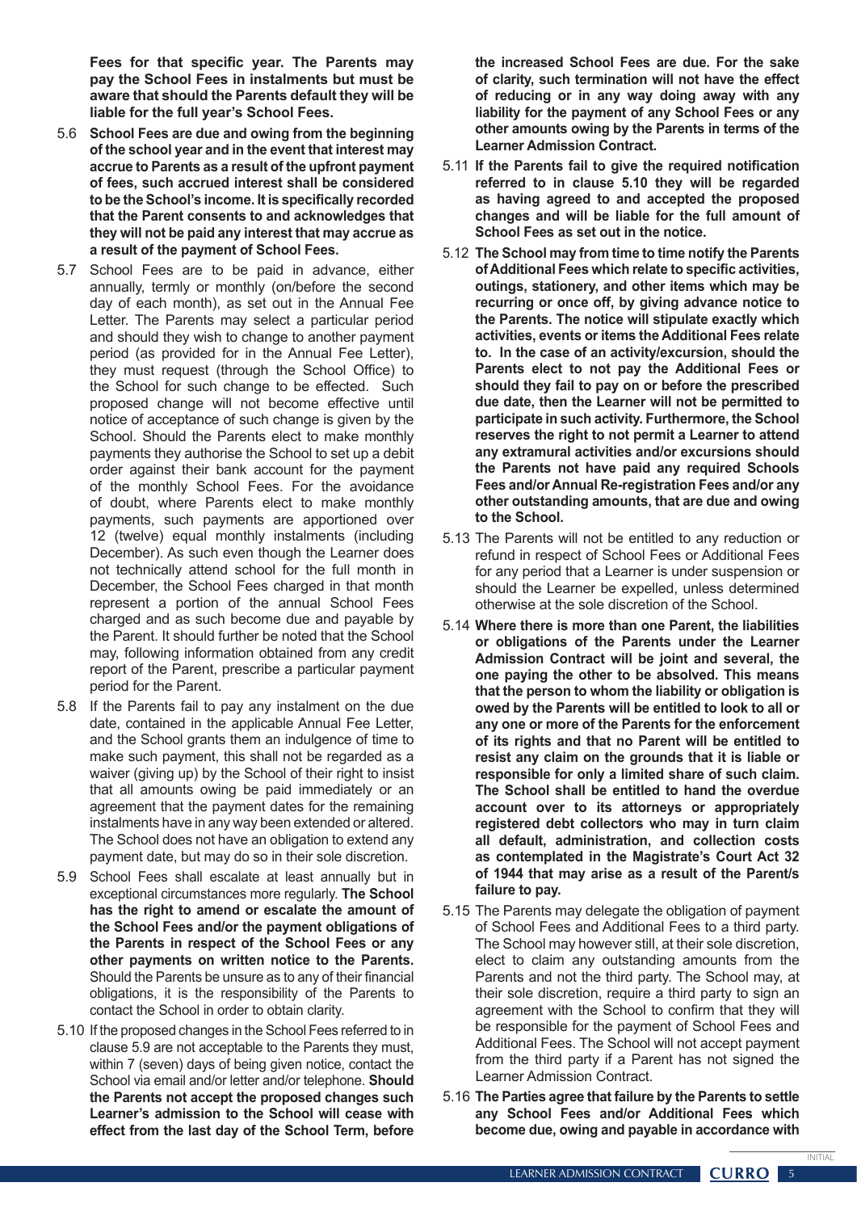**Fees for that specific year. The Parents may pay the School Fees in instalments but must be aware that should the Parents default they will be liable for the full year's School Fees.**

5.6 **School Fees are due and owing from the beginning of the school year and in the event that interest may accrue to Parents as a result of the upfront payment of fees, such accrued interest shall be considered to be the School's income. It is specifically recorded that the Parent consents to and acknowledges that they will not be paid any interest that may accrue as a result of the payment of School Fees.**

5.7 School Fees are to be paid in advance, either annually, termly or monthly (on/before the second day of each month), as set out in the Annual Fee Letter. The Parents may select a particular period and should they wish to change to another payment period (as provided for in the Annual Fee Letter), they must request (through the School Office) to the School for such change to be effected. Such proposed change will not become effective until notice of acceptance of such change is given by the School. Should the Parents elect to make monthly payments they authorise the School to set up a debit order against their bank account for the payment of the monthly School Fees. For the avoidance of doubt, where Parents elect to make monthly payments, such payments are apportioned over 12 (twelve) equal monthly instalments (including December). As such even though the Learner does not technically attend school for the full month in December, the School Fees charged in that month represent a portion of the annual School Fees charged and as such become due and payable by the Parent. It should further be noted that the School may, following information obtained from any credit report of the Parent, prescribe a particular payment period for the Parent.

5.8 If the Parents fail to pay any instalment on the due date, contained in the applicable Annual Fee Letter, and the School grants them an indulgence of time to make such payment, this shall not be regarded as a waiver (giving up) by the School of their right to insist that all amounts owing be paid immediately or an agreement that the payment dates for the remaining instalments have in any way been extended or altered. The School does not have an obligation to extend any payment date, but may do so in their sole discretion.

5.9 School Fees shall escalate at least annually but in exceptional circumstances more regularly. **The School has the right to amend or escalate the amount of the School Fees and/or the payment obligations of the Parents in respect of the School Fees or any other payments on written notice to the Parents.** Should the Parents be unsure as to any of their financial obligations, it is the responsibility of the Parents to contact the School in order to obtain clarity.

5.10 If the proposed changes in the School Fees referred to in clause 5.9 are not acceptable to the Parents they must, within 7 (seven) days of being given notice, contact the School via email and/or letter and/or telephone. **Should the Parents not accept the proposed changes such Learner's admission to the School will cease with effect from the last day of the School Term, before the increased School Fees are due. For the sake of clarity, such termination will not have the effect of reducing or in any way doing away with any liability for the payment of any School Fees or any other amounts owing by the Parents in terms of the Learner Admission Contract.**

5.11 **If the Parents fail to give the required notification referred to in clause 5.10 they will be regarded as having agreed to and accepted the proposed changes and will be liable for the full amount of School Fees as set out in the notice.**

5.12 **The School may from time to time notify the Parents of Additional Fees which relate to specific activities, outings, stationery, and other items which may be recurring or once off, by giving advance notice to the Parents. The notice will stipulate exactly which activities, events or items the Additional Fees relate to. In the case of an activity/excursion, should the Parents elect to not pay the Additional Fees or should they fail to pay on or before the prescribed due date, then the Learner will not be permitted to participate in such activity. Furthermore, the School reserves the right to not permit a Learner to attend any extramural activities and/or excursions should the Parents not have paid any required Schools Fees and/or Annual Re-registration Fees and/or any other outstanding amounts, that are due and owing to the School.**

5.13 The Parents will not be entitled to any reduction or refund in respect of School Fees or Additional Fees for any period that a Learner is under suspension or should the Learner be expelled, unless determined otherwise at the sole discretion of the School.

5.14 **Where there is more than one Parent, the liabilities or obligations of the Parents under the Learner Admission Contract will be joint and several, the one paying the other to be absolved. This means that the person to whom the liability or obligation is owed by the Parents will be entitled to look to all or any one or more of the Parents for the enforcement of its rights and that no Parent will be entitled to resist any claim on the grounds that it is liable or responsible for only a limited share of such claim. The School shall be entitled to hand the overdue account over to its attorneys or appropriately registered debt collectors who may in turn claim all default, administration, and collection costs as contemplated in the Magistrate's Court Act 32 of 1944 that may arise as a result of the Parent/s failure to pay.**

5.15 The Parents may delegate the obligation of payment of School Fees and Additional Fees to a third party. The School may however still, at their sole discretion, elect to claim any outstanding amounts from the Parents and not the third party. The School may, at their sole discretion, require a third party to sign an agreement with the School to confirm that they will be responsible for the payment of School Fees and Additional Fees. The School will not accept payment from the third party if a Parent has not signed the Learner Admission Contract.

5.16 **The Parties agree that failure by the Parents to settle any School Fees and/or Additional Fees which become due, owing and payable in accordance with**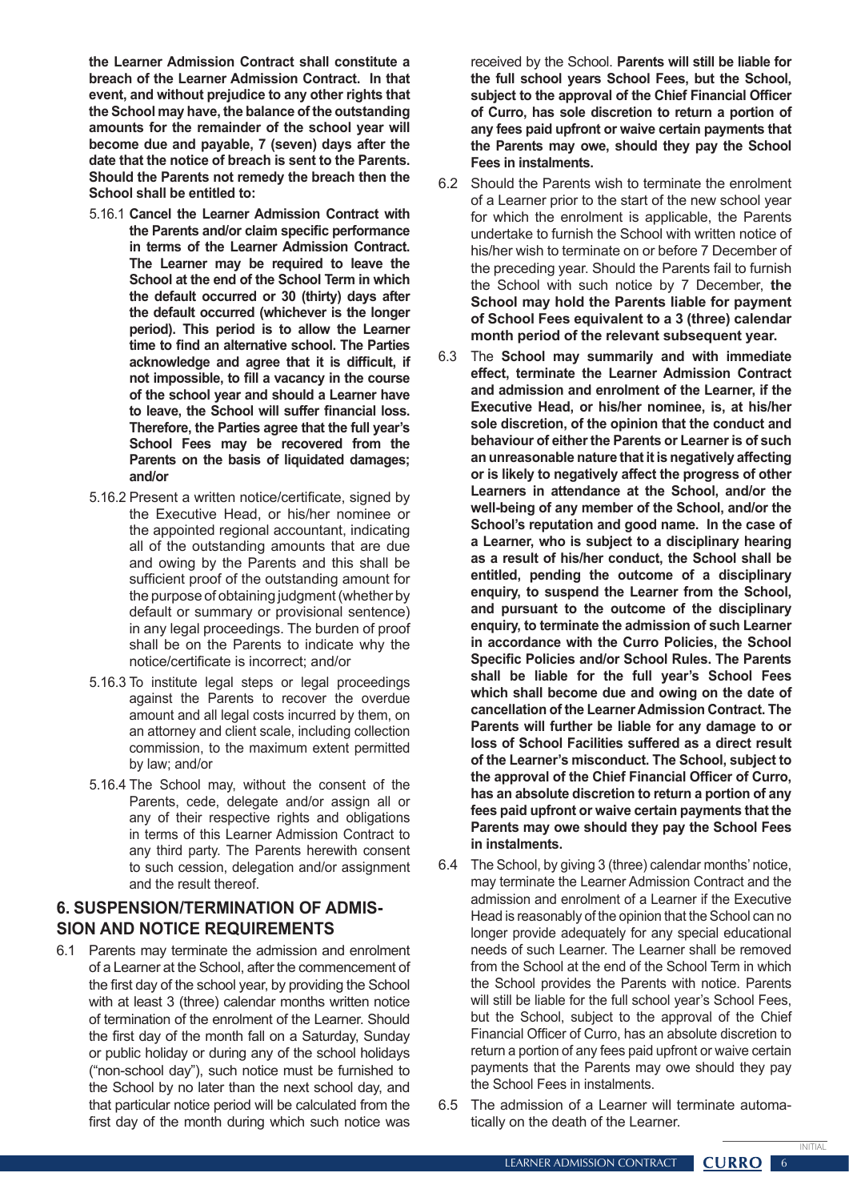**the Learner Admission Contract shall constitute a breach of the Learner Admission Contract. In that event, and without prejudice to any other rights that the School may have, the balance of the outstanding amounts for the remainder of the school year will become due and payable, 7 (seven) days after the date that the notice of breach is sent to the Parents. Should the Parents not remedy the breach then the School shall be entitled to:**

5.16.1 **Cancel the Learner Admission Contract with the Parents and/or claim specific performance in terms of the Learner Admission Contract. The Learner may be required to leave the School at the end of the School Term in which the default occurred or 30 (thirty) days after the default occurred (whichever is the longer period). This period is to allow the Learner time to find an alternative school. The Parties acknowledge and agree that it is difficult, if not impossible, to fill a vacancy in the course of the school year and should a Learner have to leave, the School will suffer financial loss. Therefore, the Parties agree that the full year's School Fees may be recovered from the Parents on the basis of liquidated damages; and/or**

5.16.2 Present a written notice/certificate, signed by the Executive Head, or his/her nominee or the appointed regional accountant, indicating all of the outstanding amounts that are due and owing by the Parents and this shall be sufficient proof of the outstanding amount for the purpose of obtaining judgment (whether by default or summary or provisional sentence) in any legal proceedings. The burden of proof shall be on the Parents to indicate why the notice/certificate is incorrect; and/or

5.16.3 To institute legal steps or legal proceedings against the Parents to recover the overdue amount and all legal costs incurred by them, on an attorney and client scale, including collection commission, to the maximum extent permitted by law; and/or

5.16.4 The School may, without the consent of the Parents, cede, delegate and/or assign all or any of their respective rights and obligations in terms of this Learner Admission Contract to any third party. The Parents herewith consent to such cession, delegation and/or assignment and the result thereof.

## 6. SUSPENSION/TERMINATION OF ADMISSION AND NOTICE REQUIREMENTS

6.1 Parents may terminate the admission and enrolment of a Learner at the School, after the commencement of the first day of the school year, by providing the School with at least 3 (three) calendar months written notice of termination of the enrolment of the Learner. Should the first day of the month fall on a Saturday, Sunday or public holiday or during any of the school holidays ("non-school day"), such notice must be furnished to the School by no later than the next school day, and that particular notice period will be calculated from the first day of the month during which such notice was received by the School. **Parents will still be liable for the full school years School Fees, but the School, subject to the approval of the Chief Financial Officer of Curro, has sole discretion to return a portion of any fees paid upfront or waive certain payments that the Parents may owe, should they pay the School Fees in instalments.**

6.2 Should the Parents wish to terminate the enrolment of a Learner prior to the start of the new school year for which the enrolment is applicable, the Parents undertake to furnish the School with written notice of his/her wish to terminate on or before 7 December of the preceding year. Should the Parents fail to furnish the School with such notice by 7 December, **the School may hold the Parents liable for payment of School Fees equivalent to a 3 (three) calendar month period of the relevant subsequent year.**

6.3 The **School may summarily and with immediate effect, terminate the Learner Admission Contract and admission and enrolment of the Learner, if the Executive Head, or his/her nominee, is, at his/her sole discretion, of the opinion that the conduct and behaviour of either the Parents or Learner is of such an unreasonable nature that it is negatively affecting or is likely to negatively affect the progress of other Learners in attendance at the School, and/or the well-being of any member of the School, and/or the School's reputation and good name. In the case of a Learner, who is subject to a disciplinary hearing as a result of his/her conduct, the School shall be entitled, pending the outcome of a disciplinary enquiry, to suspend the Learner from the School, and pursuant to the outcome of the disciplinary enquiry, to terminate the admission of such Learner in accordance with the Curro Policies, the School Specific Policies and/or School Rules. The Parents shall be liable for the full year's School Fees which shall become due and owing on the date of cancellation of the Learner Admission Contract. The Parents will further be liable for any damage to or loss of School Facilities suffered as a direct result of the Learner's misconduct. The School, subject to the approval of the Chief Financial Officer of Curro, has an absolute discretion to return a portion of any fees paid upfront or waive certain payments that the Parents may owe should they pay the School Fees in instalments.**

6.4 The School, by giving 3 (three) calendar months' notice, may terminate the Learner Admission Contract and the admission and enrolment of a Learner if the Executive Head is reasonably of the opinion that the School can no longer provide adequately for any special educational needs of such Learner. The Learner shall be removed from the School at the end of the School Term in which the School provides the Parents with notice. Parents will still be liable for the full school year's School Fees, but the School, subject to the approval of the Chief Financial Officer of Curro, has an absolute discretion to return a portion of any fees paid upfront or waive certain payments that the Parents may owe should they pay the School Fees in instalments.

6.5 The admission of a Learner will terminate automatically on the death of the Learner.

INITIAL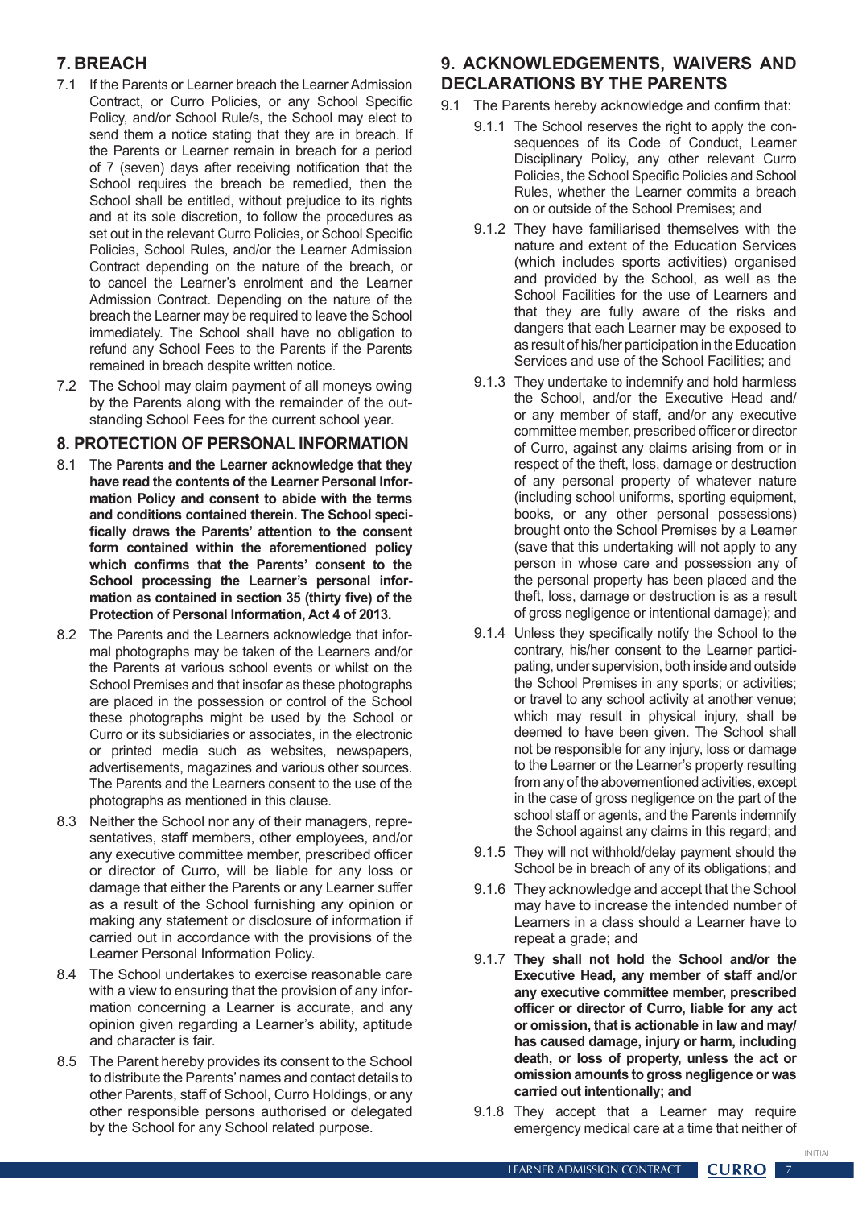## 7. BREACH

7.1 If the Parents or Learner breach the Learner Admission Contract, or Curro Policies, or any School Specific Policy, and/or School Rule/s, the School may elect to send them a notice stating that they are in breach. If the Parents or Learner remain in breach for a period of 7 (seven) days after receiving notification that the School requires the breach be remedied, then the School shall be entitled, without prejudice to its rights and at its sole discretion, to follow the procedures as set out in the relevant Curro Policies, or School Specific Policies, School Rules, and/or the Learner Admission Contract depending on the nature of the breach, or to cancel the Learner's enrolment and the Learner Admission Contract. Depending on the nature of the breach the Learner may be required to leave the School immediately. The School shall have no obligation to refund any School Fees to the Parents if the Parents remained in breach despite written notice.

7.2 The School may claim payment of all moneys owing by the Parents along with the remainder of the outstanding School Fees for the current school year.

## 8. PROTECTION OF PERSONAL INFORMATION

8.1 The **Parents and the Learner acknowledge that they have read the contents of the Learner Personal Information Policy and consent to abide with the terms and conditions contained therein. The School specifically draws the Parents' attention to the consent form contained within the aforementioned policy which confirms that the Parents' consent to the School processing the Learner's personal information as contained in section 35 (thirty five) of the Protection of Personal Information, Act 4 of 2013.**

8.2 The Parents and the Learners acknowledge that informal photographs may be taken of the Learners and/or the Parents at various school events or whilst on the School Premises and that insofar as these photographs are placed in the possession or control of the School these photographs might be used by the School or Curro or its subsidiaries or associates, in the electronic or printed media such as websites, newspapers, advertisements, magazines and various other sources. The Parents and the Learners consent to the use of the photographs as mentioned in this clause.

8.3 Neither the School nor any of their managers, representatives, staff members, other employees, and/or any executive committee member, prescribed officer or director of Curro, will be liable for any loss or damage that either the Parents or any Learner suffer as a result of the School furnishing any opinion or making any statement or disclosure of information if carried out in accordance with the provisions of the Learner Personal Information Policy.

8.4 The School undertakes to exercise reasonable care with a view to ensuring that the provision of any information concerning a Learner is accurate, and any opinion given regarding a Learner's ability, aptitude and character is fair.

8.5 The Parent hereby provides its consent to the School to distribute the Parents' names and contact details to other Parents, staff of School, Curro Holdings, or any other responsible persons authorised or delegated by the School for any School related purpose.

## 9. ACKNOWLEDGEMENTS, WAIVERS AND DECLARATIONS BY THE PARENTS

9.1 The Parents hereby acknowledge and confirm that:

9.1.1 The School reserves the right to apply the consequences of its Code of Conduct, Learner Disciplinary Policy, any other relevant Curro Policies, the School Specific Policies and School Rules, whether the Learner commits a breach on or outside of the School Premises; and

9.1.2 They have familiarised themselves with the nature and extent of the Education Services (which includes sports activities) organised and provided by the School, as well as the School Facilities for the use of Learners and that they are fully aware of the risks and dangers that each Learner may be exposed to as result of his/her participation in the Education Services and use of the School Facilities; and

9.1.3 They undertake to indemnify and hold harmless the School, and/or the Executive Head and/or any member of staff, and/or any executive committee member, prescribed officer or director of Curro, against any claims arising from or in respect of the theft, loss, damage or destruction of any personal property of whatever nature (including school uniforms, sporting equipment, books, or any other personal possessions) brought onto the School Premises by a Learner (save that this undertaking will not apply to any person in whose care and possession any of the personal property has been placed and the theft, loss, damage or destruction is as a result of gross negligence or intentional damage); and

9.1.4 Unless they specifically notify the School to the contrary, his/her consent to the Learner participating, under supervision, both inside and outside the School Premises in any sports; or activities; or travel to any school activity at another venue; which may result in physical injury, shall be deemed to have been given. The School shall not be responsible for any injury, loss or damage to the Learner or the Learner's property resulting from any of the abovementioned activities, except in the case of gross negligence on the part of the school staff or agents, and the Parents indemnify the School against any claims in this regard; and

9.1.5 They will not withhold/delay payment should the School be in breach of any of its obligations; and

9.1.6 They acknowledge and accept that the School may have to increase the intended number of Learners in a class should a Learner have to repeat a grade; and

9.1.7 **They shall not hold the School and/or the Executive Head, any member of staff and/or any executive committee member, prescribed officer or director of Curro, liable for any act or omission, that is actionable in law and may/has caused damage, injury or harm, including death, or loss of property, unless the act or omission amounts to gross negligence or was carried out intentionally; and**

9.1.8 They accept that a Learner may require emergency medical care at a time that neither of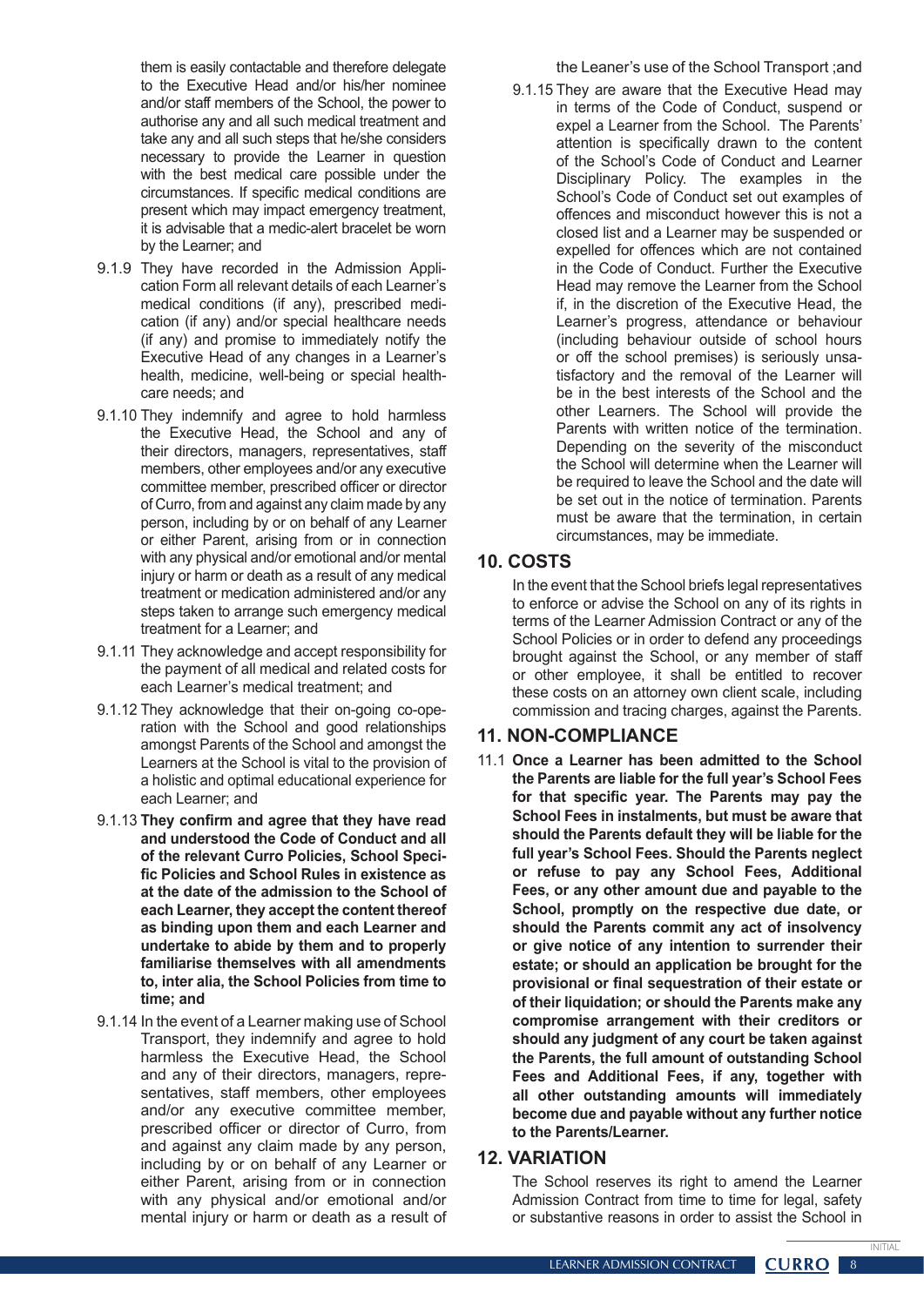them is easily contactable and therefore delegate to the Executive Head and/or his/her nominee and/or staff members of the School, the power to authorise any and all such medical treatment and take any and all such steps that he/she considers necessary to provide the Learner in question with the best medical care possible under the circumstances. If specific medical conditions are present which may impact emergency treatment, it is advisable that a medic-alert bracelet be worn by the Learner; and

9.1.9 They have recorded in the Admission Application Form all relevant details of each Learner's medical conditions (if any), prescribed medication (if any) and/or special healthcare needs (if any) and promise to immediately notify the Executive Head of any changes in a Learner's health, medicine, well-being or special healthcare needs; and

9.1.10 They indemnify and agree to hold harmless the Executive Head, the School and any of their directors, managers, representatives, staff members, other employees and/or any executive committee member, prescribed officer or director of Curro, from and against any claim made by any person, including by or on behalf of any Learner or either Parent, arising from or in connection with any physical and/or emotional and/or mental injury or harm or death as a result of any medical treatment or medication administered and/or any steps taken to arrange such emergency medical treatment for a Learner; and

9.1.11 They acknowledge and accept responsibility for the payment of all medical and related costs for each Learner's medical treatment; and

9.1.12 They acknowledge that their on-going co-operation with the School and good relationships amongst Parents of the School and amongst the Learners at the School is vital to the provision of a holistic and optimal educational experience for each Learner; and

9.1.13 **They confirm and agree that they have read and understood the Code of Conduct and all of the relevant Curro Policies, School Specific Policies and School Rules in existence as at the date of the admission to the School of each Learner, they accept the content thereof as binding upon them and each Learner and undertake to abide by them and to properly familiarise themselves with all amendments to, inter alia, the School Policies from time to time; and**

9.1.14 In the event of a Learner making use of School Transport, they indemnify and agree to hold harmless the Executive Head, the School and any of their directors, managers, representatives, staff members, other employees and/or any executive committee member, prescribed officer or director of Curro, from and against any claim made by any person, including by or on behalf of any Learner or either Parent, arising from or in connection with any physical and/or emotional and/or mental injury or harm or death as a result of the Leaner's use of the School Transport ;and

9.1.15 They are aware that the Executive Head may in terms of the Code of Conduct, suspend or expel a Learner from the School. The Parents' attention is specifically drawn to the content of the School's Code of Conduct and Learner Disciplinary Policy. The examples in the School's Code of Conduct set out examples of offences and misconduct however this is not a closed list and a Learner may be suspended or expelled for offences which are not contained in the Code of Conduct. Further the Executive Head may remove the Learner from the School if, in the discretion of the Executive Head, the Learner's progress, attendance or behaviour (including behaviour outside of school hours or off the school premises) is seriously unsatisfactory and the removal of the Learner will be in the best interests of the School and the other Learners. The School will provide the Parents with written notice of the termination. Depending on the severity of the misconduct the School will determine when the Learner will be required to leave the School and the date will be set out in the notice of termination. Parents must be aware that the termination, in certain circumstances, may be immediate.

## 10. COSTS

In the event that the School briefs legal representatives to enforce or advise the School on any of its rights in terms of the Learner Admission Contract or any of the School Policies or in order to defend any proceedings brought against the School, or any member of staff or other employee, it shall be entitled to recover these costs on an attorney own client scale, including commission and tracing charges, against the Parents.

## 11. NON-COMPLIANCE

11.1 **Once a Learner has been admitted to the School the Parents are liable for the full year's School Fees for that specific year. The Parents may pay the School Fees in instalments, but must be aware that should the Parents default they will be liable for the full year's School Fees. Should the Parents neglect or refuse to pay any School Fees, Additional Fees, or any other amount due and payable to the School, promptly on the respective due date, or should the Parents commit any act of insolvency or give notice of any intention to surrender their estate; or should an application be brought for the provisional or final sequestration of their estate or of their liquidation; or should the Parents make any compromise arrangement with their creditors or should any judgment of any court be taken against the Parents, the full amount of outstanding School Fees and Additional Fees, if any, together with all other outstanding amounts will immediately become due and payable without any further notice to the Parents/Learner.**

## 12. VARIATION

The School reserves its right to amend the Learner Admission Contract from time to time for legal, safety or substantive reasons in order to assist the School in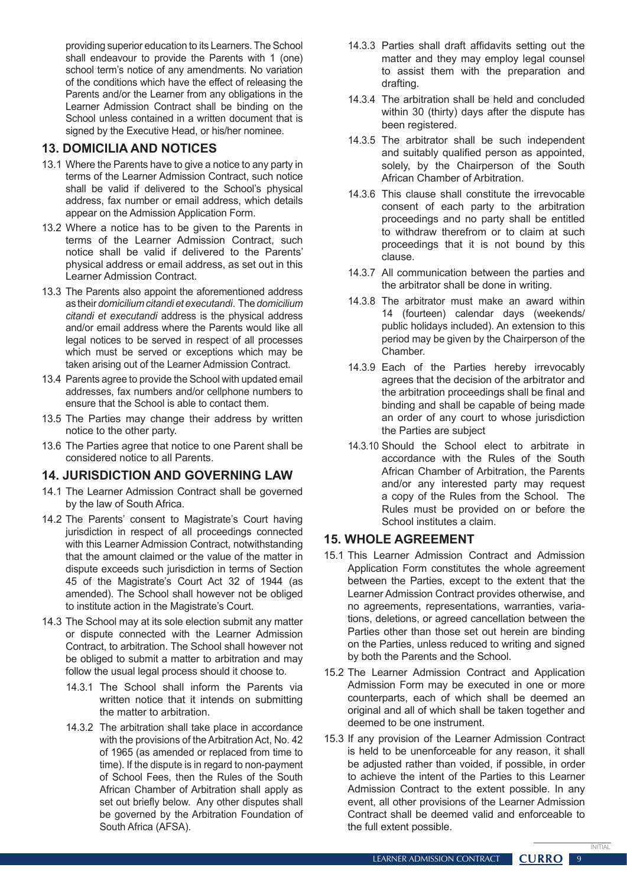providing superior education to its Learners. The School shall endeavour to provide the Parents with 1 (one) school term's notice of any amendments. No variation of the conditions which have the effect of releasing the Parents and/or the Learner from any obligations in the Learner Admission Contract shall be binding on the School unless contained in a written document that is signed by the Executive Head, or his/her nominee.

## 13. DOMICILIA AND NOTICES

13.1 Where the Parents have to give a notice to any party in terms of the Learner Admission Contract, such notice shall be valid if delivered to the School's physical address, fax number or email address, which details appear on the Admission Application Form.

13.2 Where a notice has to be given to the Parents in terms of the Learner Admission Contract, such notice shall be valid if delivered to the Parents' physical address or email address, as set out in this Learner Admission Contract.

13.3 The Parents also appoint the aforementioned address as their *domicilium citandi et executandi*. The *domicilium citandi et executandi* address is the physical address and/or email address where the Parents would like all legal notices to be served in respect of all processes which must be served or exceptions which may be taken arising out of the Learner Admission Contract.

13.4 Parents agree to provide the School with updated email addresses, fax numbers and/or cellphone numbers to ensure that the School is able to contact them.

13.5 The Parties may change their address by written notice to the other party.

13.6 The Parties agree that notice to one Parent shall be considered notice to all Parents.

## 14. JURISDICTION AND GOVERNING LAW

14.1 The Learner Admission Contract shall be governed by the law of South Africa.

14.2 The Parents' consent to Magistrate's Court having jurisdiction in respect of all proceedings connected with this Learner Admission Contract, notwithstanding that the amount claimed or the value of the matter in dispute exceeds such jurisdiction in terms of Section 45 of the Magistrate's Court Act 32 of 1944 (as amended). The School shall however not be obliged to institute action in the Magistrate's Court.

14.3 The School may at its sole election submit any matter or dispute connected with the Learner Admission Contract, to arbitration. The School shall however not be obliged to submit a matter to arbitration and may follow the usual legal process should it choose to.

14.3.1 The School shall inform the Parents via written notice that it intends on submitting the matter to arbitration.

14.3.2 The arbitration shall take place in accordance with the provisions of the Arbitration Act, No. 42 of 1965 (as amended or replaced from time to time). If the dispute is in regard to non-payment of School Fees, then the Rules of the South African Chamber of Arbitration shall apply as set out briefly below. Any other disputes shall be governed by the Arbitration Foundation of South Africa (AFSA).

14.3.3 Parties shall draft affidavits setting out the matter and they may employ legal counsel to assist them with the preparation and drafting.

14.3.4 The arbitration shall be held and concluded within 30 (thirty) days after the dispute has been registered.

14.3.5 The arbitrator shall be such independent and suitably qualified person as appointed, solely, by the Chairperson of the South African Chamber of Arbitration.

14.3.6 This clause shall constitute the irrevocable consent of each party to the arbitration proceedings and no party shall be entitled to withdraw therefrom or to claim at such proceedings that it is not bound by this clause.

14.3.7 All communication between the parties and the arbitrator shall be done in writing.

14.3.8 The arbitrator must make an award within 14 (fourteen) calendar days (weekends/ public holidays included). An extension to this period may be given by the Chairperson of the Chamber.

14.3.9 Each of the Parties hereby irrevocably agrees that the decision of the arbitrator and the arbitration proceedings shall be final and binding and shall be capable of being made an order of any court to whose jurisdiction the Parties are subject

14.3.10 Should the School elect to arbitrate in accordance with the Rules of the South African Chamber of Arbitration, the Parents and/or any interested party may request a copy of the Rules from the School. The Rules must be provided on or before the School institutes a claim.

## 15. WHOLE AGREEMENT

15.1 This Learner Admission Contract and Admission Application Form constitutes the whole agreement between the Parties, except to the extent that the Learner Admission Contract provides otherwise, and no agreements, representations, warranties, variations, deletions, or agreed cancellation between the Parties other than those set out herein are binding on the Parties, unless reduced to writing and signed by both the Parents and the School.

15.2 The Learner Admission Contract and Application Admission Form may be executed in one or more counterparts, each of which shall be deemed an original and all of which shall be taken together and deemed to be one instrument.

15.3 If any provision of the Learner Admission Contract is held to be unenforceable for any reason, it shall be adjusted rather than voided, if possible, in order to achieve the intent of the Parties to this Learner Admission Contract to the extent possible. In any event, all other provisions of the Learner Admission Contract shall be deemed valid and enforceable to the full extent possible.

INITIAL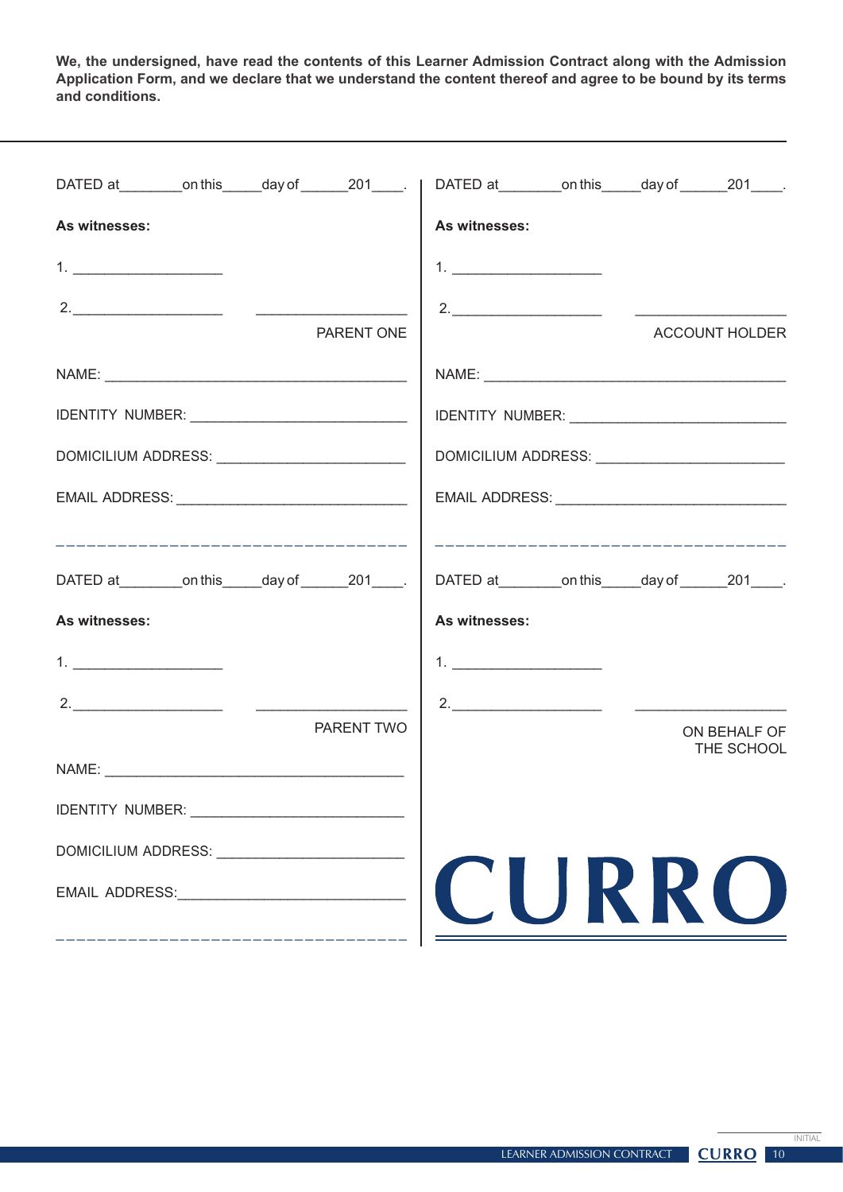**We, the undersigned, have read the contents of this Learner Admission Contract along with the Admission Application Form, and we declare that we understand the content thereof and agree to be bound by its terms and conditions.**

---

DATED at________on this_____day of______201____.

**As witnesses:**

1. ___________________

2. ___________________ ___________________

PARENT ONE

NAME: _____________________________________

IDENTITY NUMBER: __________________________

DOMICILIUM ADDRESS: _______________________

EMAIL ADDRESS: ____________________________

---

DATED at________on this_____day of______201____.

**As witnesses:**

1. ___________________

2. ___________________ ___________________

ACCOUNT HOLDER

NAME: _____________________________________

IDENTITY NUMBER: __________________________

DOMICILIUM ADDRESS: _______________________

EMAIL ADDRESS: ____________________________

---

DATED at________on this_____day of______201____.

**As witnesses:**

1. ___________________

2. ___________________ ___________________

PARENT TWO

NAME: _____________________________________

IDENTITY NUMBER: __________________________

DOMICILIUM ADDRESS: _______________________

EMAIL ADDRESS: ____________________________

---

DATED at________on this_____day of______201____.

**As witnesses:**

1. ___________________

2. ___________________ ___________________

ON BEHALF OF THE SCHOOL

CURRO